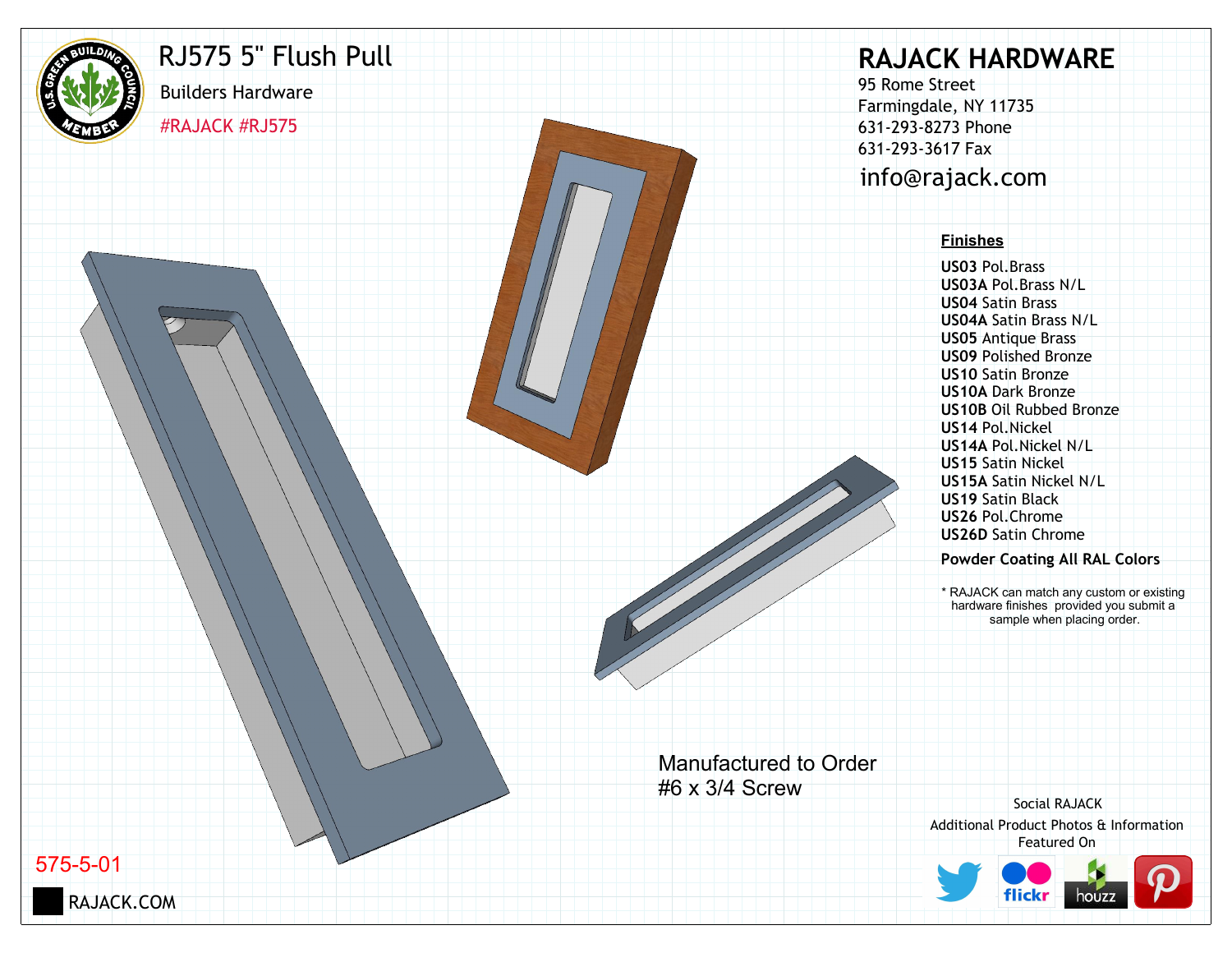# RJ575 5" Flush Pull

Builders Hardware

#RAJACK #RJ575

## RAJACK HARDWARE

95 Rome Street
Farmingdale, NY 11735
631-293-8273 Phone
631-293-3617 Fax
info@rajack.com

**Finishes**

- **US03** Pol.Brass
- **US03A** Pol.Brass N/L
- **US04** Satin Brass
- **US04A** Satin Brass N/L
- **US05** Antique Brass
- **US09** Polished Bronze
- **US10** Satin Bronze
- **US10A** Dark Bronze
- **US10B** Oil Rubbed Bronze
- **US14** Pol.Nickel
- **US14A** Pol.Nickel N/L
- **US15** Satin Nickel
- **US15A** Satin Nickel N/L
- **US19** Satin Black
- **US26** Pol.Chrome
- **US26D** Satin Chrome

**Powder Coating All RAL Colors**

* RAJACK can match any custom or existing hardware finishes provided you submit a sample when placing order.

Manufactured to Order
#6 x 3/4 Screw

Social RAJACK
Additional Product Photos & Information Featured On

575-5-01

RAJACK.COM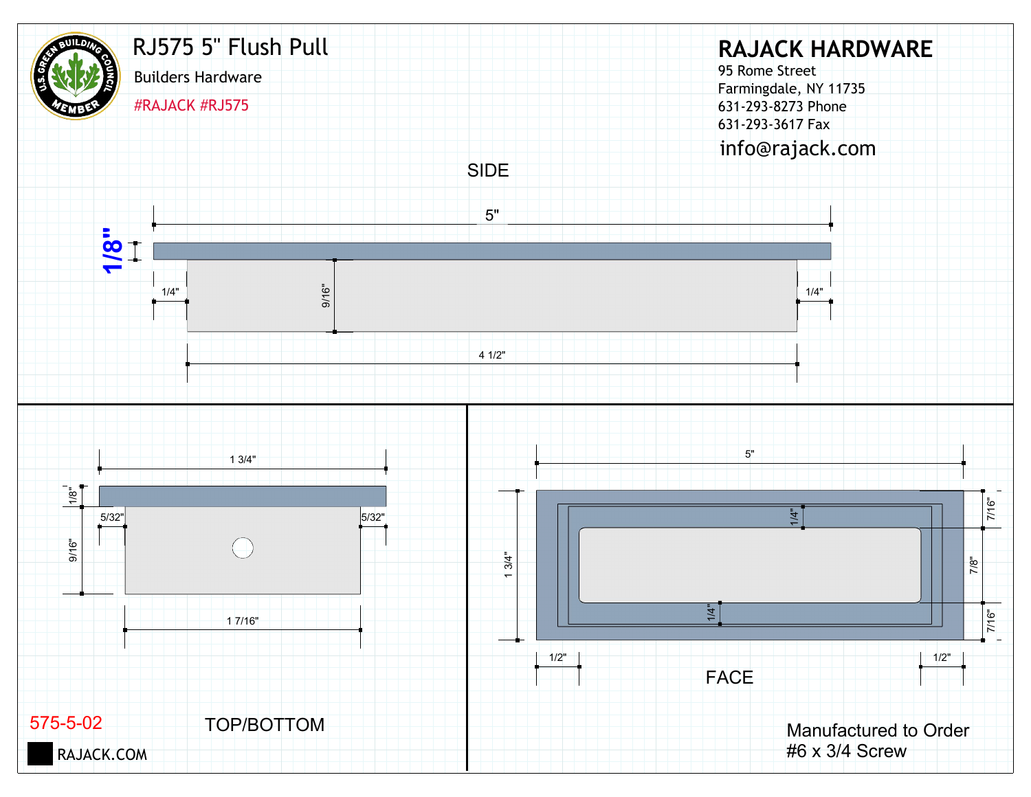# RJ575 5" Flush Pull

Builders Hardware

#RAJACK #RJ575

## RAJACK HARDWARE

95 Rome Street
Farmingdale, NY 11735
631-293-8273 Phone
631-293-3617 Fax
info@rajack.com

### SIDE

5"

1/8"

1/4"

9/16"

1/4"

4 1/2"

### TOP/BOTTOM

1 3/4"

1/8"

5/32"

5/32"

9/16"

1 7/16"

### FACE

5"

1 3/4"

1/4"

1/4"

7/16"

7/8"

7/16"

1/2"

1/2"

575-5-02

RAJACK.COM

Manufactured to Order
#6 x 3/4 Screw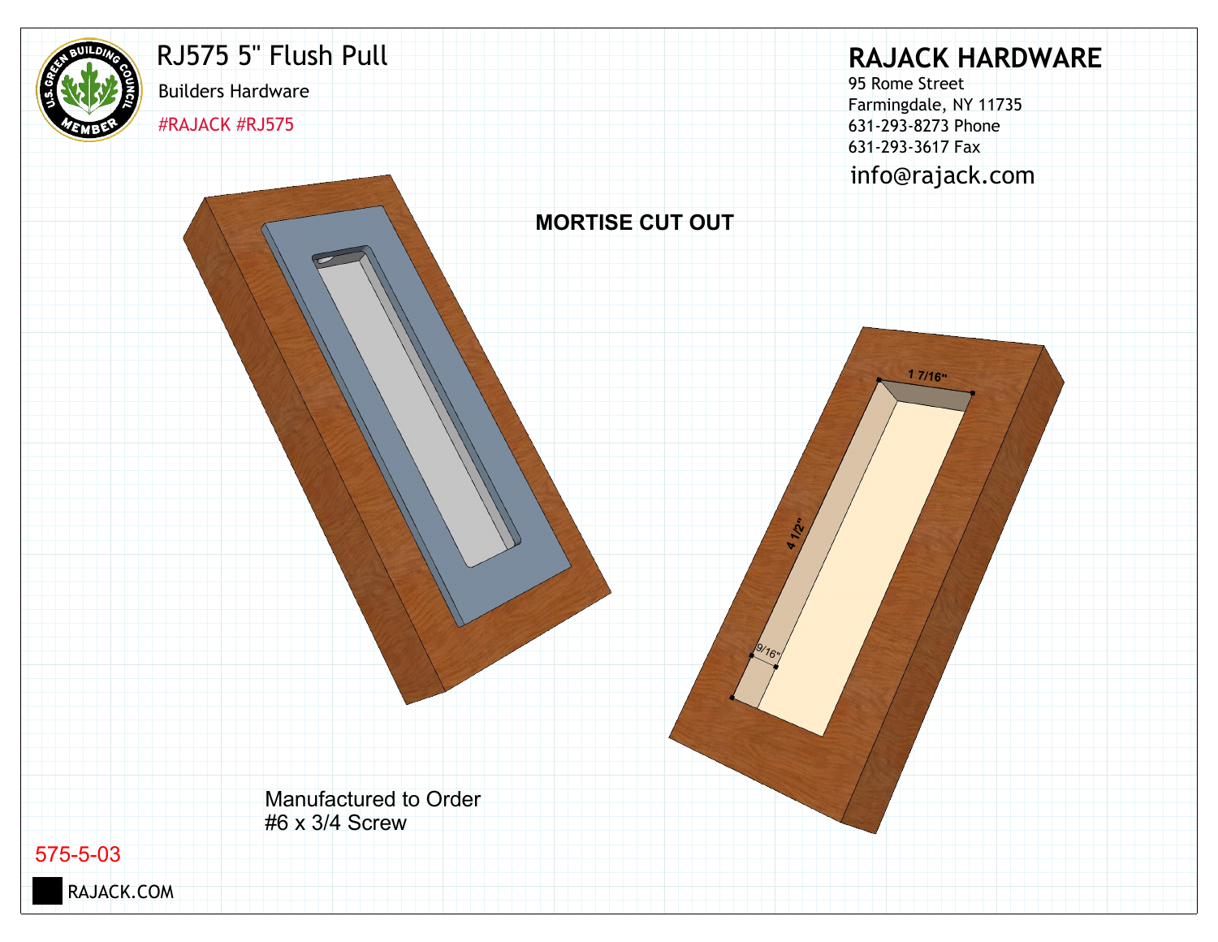# RJ575 5" Flush Pull

Builders Hardware

#RAJACK #RJ575

## RAJACK HARDWARE

95 Rome Street
Farmingdale, NY 11735
631-293-8273 Phone
631-293-3617 Fax
info@rajack.com

**MORTISE CUT OUT**

1 7/16"

4 1/2"

9/16"

Manufactured to Order
#6 x 3/4 Screw

575-5-03

RAJACK.COM